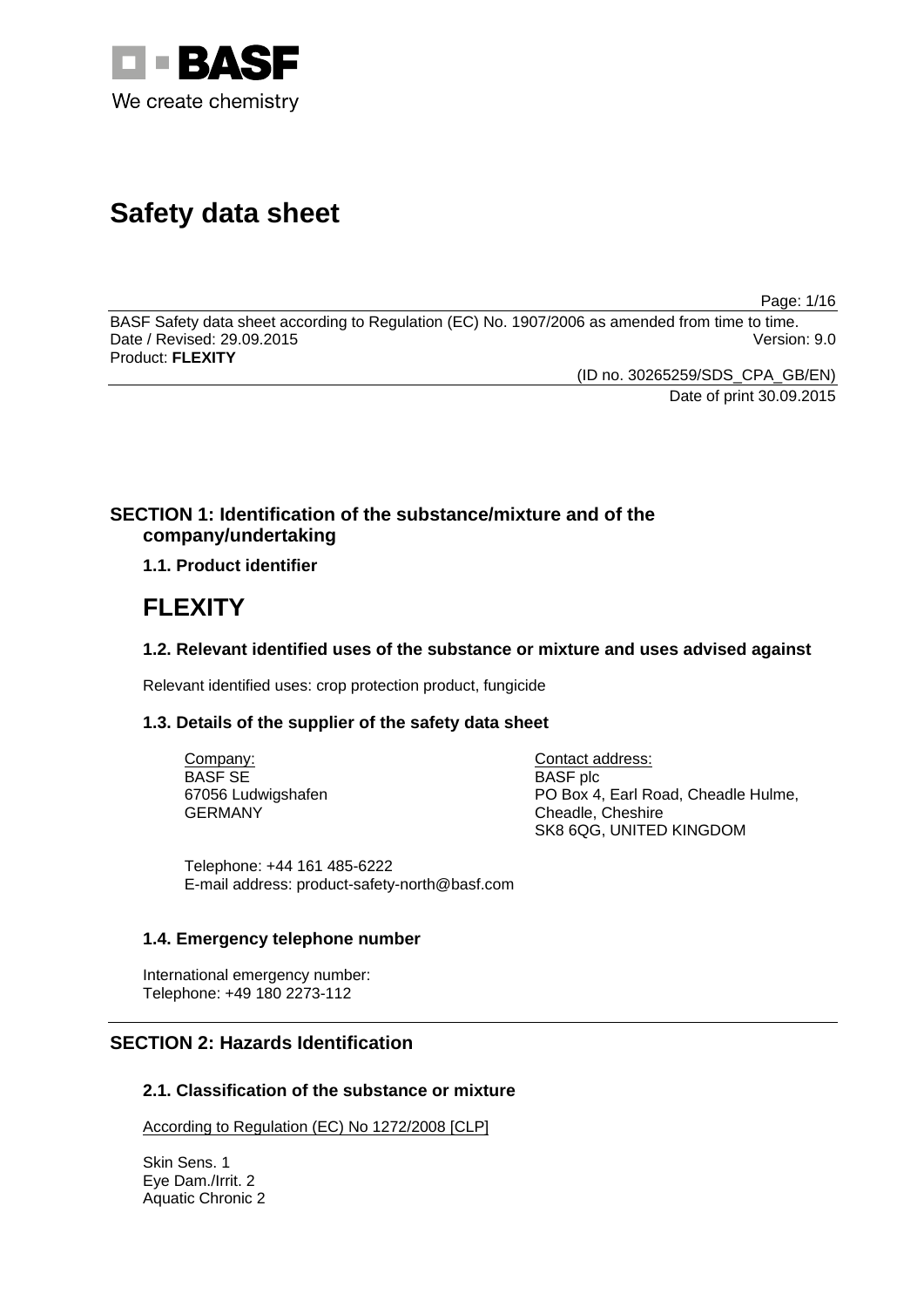BASF
We create chemistry

# Safety data sheet

BASF Safety data sheet according to Regulation (EC) No. 1907/2006 as amended from time to time.
Date / Revised: 29.09.2015 Version: 9.0
Product: **FLEXITY**

(ID no. 30265259/SDS_CPA_GB/EN)
Date of print 30.09.2015

## SECTION 1: Identification of the substance/mixture and of the company/undertaking

### 1.1. Product identifier

# FLEXITY

### 1.2. Relevant identified uses of the substance or mixture and uses advised against

Relevant identified uses: crop protection product, fungicide

### 1.3. Details of the supplier of the safety data sheet

Company:
BASF SE
67056 Ludwigshafen
GERMANY

Contact address:
BASF plc
PO Box 4, Earl Road, Cheadle Hulme,
Cheadle, Cheshire
SK8 6QG, UNITED KINGDOM

Telephone: +44 161 485-6222
E-mail address: product-safety-north@basf.com

### 1.4. Emergency telephone number

International emergency number:
Telephone: +49 180 2273-112

## SECTION 2: Hazards Identification

### 2.1. Classification of the substance or mixture

According to Regulation (EC) No 1272/2008 [CLP]

Skin Sens. 1
Eye Dam./Irrit. 2
Aquatic Chronic 2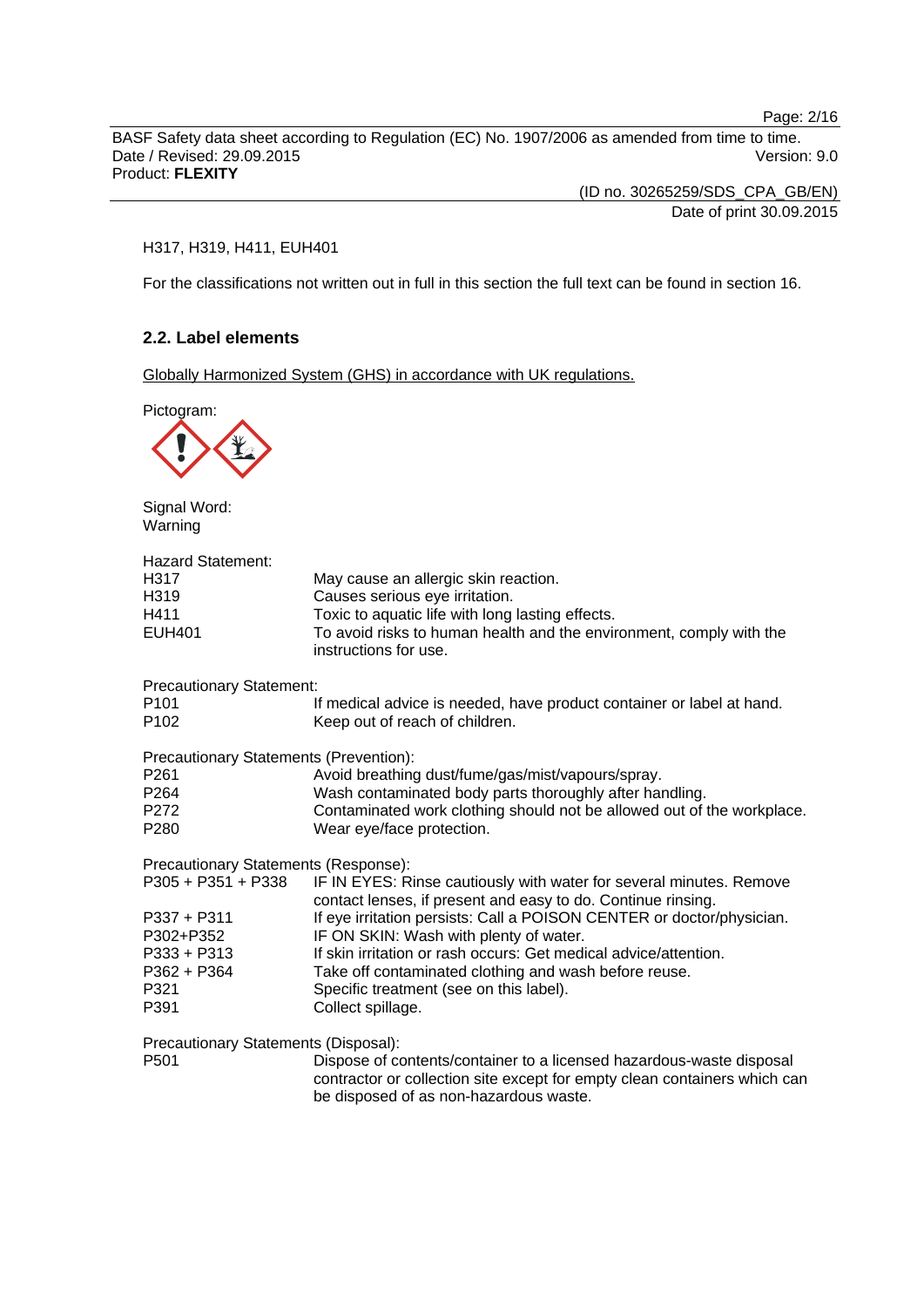H317, H319, H411, EUH401

For the classifications not written out in full in this section the full text can be found in section 16.

### 2.2. Label elements

Globally Harmonized System (GHS) in accordance with UK regulations.

Pictogram:

Signal Word:
Warning

Hazard Statement:

| | |
|---|---|
| H317 | May cause an allergic skin reaction. |
| H319 | Causes serious eye irritation. |
| H411 | Toxic to aquatic life with long lasting effects. |
| EUH401 | To avoid risks to human health and the environment, comply with the instructions for use. |

Precautionary Statement:

| | |
|---|---|
| P101 | If medical advice is needed, have product container or label at hand. |
| P102 | Keep out of reach of children. |

Precautionary Statements (Prevention):

| | |
|---|---|
| P261 | Avoid breathing dust/fume/gas/mist/vapours/spray. |
| P264 | Wash contaminated body parts thoroughly after handling. |
| P272 | Contaminated work clothing should not be allowed out of the workplace. |
| P280 | Wear eye/face protection. |

Precautionary Statements (Response):

| | |
|---|---|
| P305 + P351 + P338 | IF IN EYES: Rinse cautiously with water for several minutes. Remove contact lenses, if present and easy to do. Continue rinsing. |
| P337 + P311 | If eye irritation persists: Call a POISON CENTER or doctor/physician. |
| P302+P352 | IF ON SKIN: Wash with plenty of water. |
| P333 + P313 | If skin irritation or rash occurs: Get medical advice/attention. |
| P362 + P364 | Take off contaminated clothing and wash before reuse. |
| P321 | Specific treatment (see on this label). |
| P391 | Collect spillage. |

Precautionary Statements (Disposal):

| | |
|---|---|
| P501 | Dispose of contents/container to a licensed hazardous-waste disposal contractor or collection site except for empty clean containers which can be disposed of as non-hazardous waste. |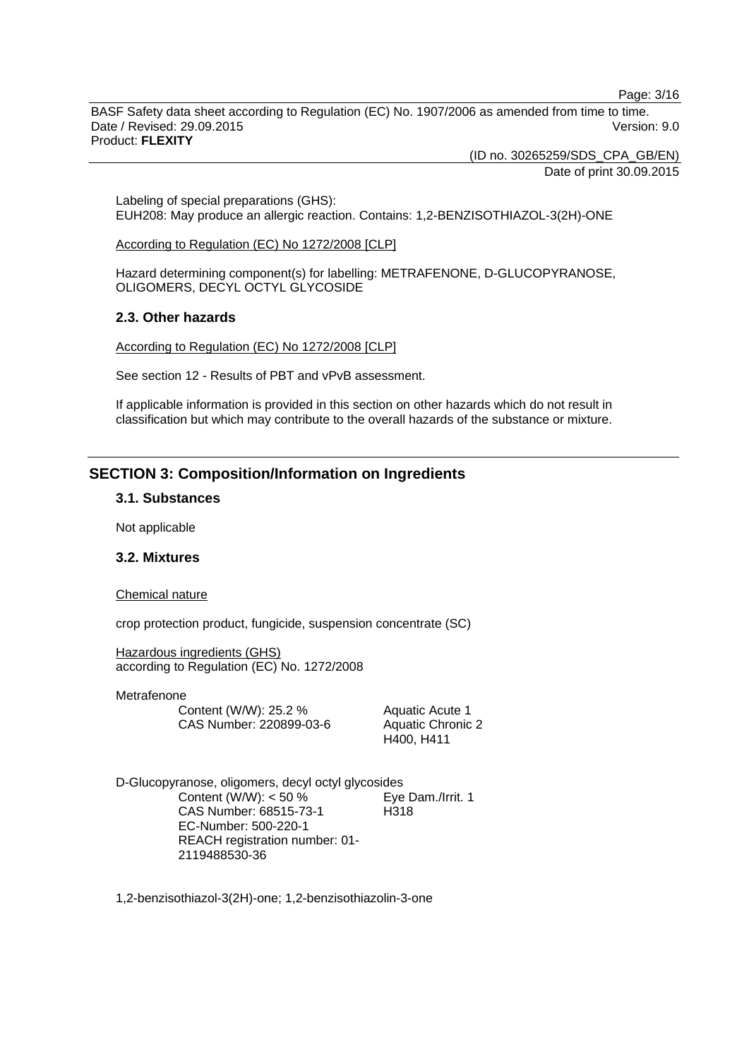Labeling of special preparations (GHS):
EUH208: May produce an allergic reaction. Contains: 1,2-BENZISOTHIAZOL-3(2H)-ONE

According to Regulation (EC) No 1272/2008 [CLP]

Hazard determining component(s) for labelling: METRAFENONE, D-GLUCOPYRANOSE, OLIGOMERS, DECYL OCTYL GLYCOSIDE

### 2.3. Other hazards

According to Regulation (EC) No 1272/2008 [CLP]

See section 12 - Results of PBT and vPvB assessment.

If applicable information is provided in this section on other hazards which do not result in classification but which may contribute to the overall hazards of the substance or mixture.

## SECTION 3: Composition/Information on Ingredients

### 3.1. Substances

Not applicable

### 3.2. Mixtures

Chemical nature

crop protection product, fungicide, suspension concentrate (SC)

Hazardous ingredients (GHS)
according to Regulation (EC) No. 1272/2008

Metrafenone

| | |
|---|---|
| Content (W/W): 25.2 %<br>CAS Number: 220899-03-6 | Aquatic Acute 1<br>Aquatic Chronic 2<br>H400, H411 |

D-Glucopyranose, oligomers, decyl octyl glycosides

| | |
|---|---|
| Content (W/W): < 50 %<br>CAS Number: 68515-73-1<br>EC-Number: 500-220-1<br>REACH registration number: 01-2119488530-36 | Eye Dam./Irrit. 1<br>H318 |

1,2-benzisothiazol-3(2H)-one; 1,2-benzisothiazolin-3-one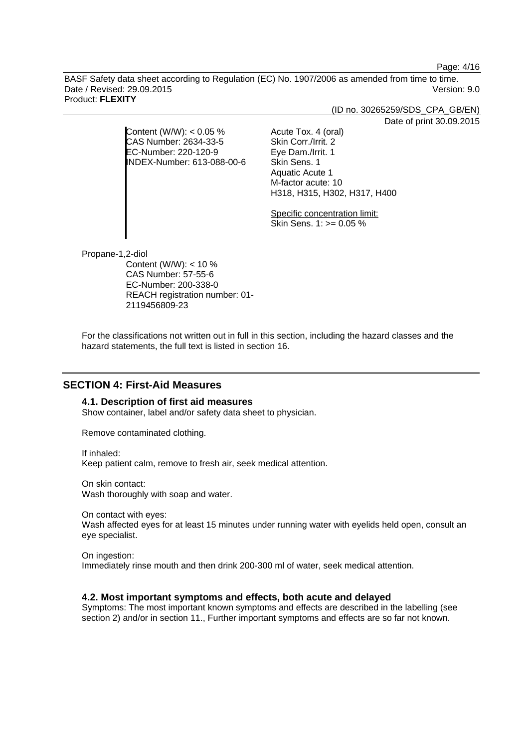Content (W/W): < 0.05 %
CAS Number: 2634-33-5
EC-Number: 220-120-9
INDEX-Number: 613-088-00-6

Acute Tox. 4 (oral)
Skin Corr./Irrit. 2
Eye Dam./Irrit. 1
Skin Sens. 1
Aquatic Acute 1
M-factor acute: 10
H318, H315, H302, H317, H400

Specific concentration limit:
Skin Sens. 1: >= 0.05 %

Propane-1,2-diol

Content (W/W): < 10 %
CAS Number: 57-55-6
EC-Number: 200-338-0
REACH registration number: 01-2119456809-23

For the classifications not written out in full in this section, including the hazard classes and the hazard statements, the full text is listed in section 16.

## SECTION 4: First-Aid Measures

### 4.1. Description of first aid measures

Show container, label and/or safety data sheet to physician.

Remove contaminated clothing.

If inhaled:
Keep patient calm, remove to fresh air, seek medical attention.

On skin contact:
Wash thoroughly with soap and water.

On contact with eyes:
Wash affected eyes for at least 15 minutes under running water with eyelids held open, consult an eye specialist.

On ingestion:
Immediately rinse mouth and then drink 200-300 ml of water, seek medical attention.

### 4.2. Most important symptoms and effects, both acute and delayed

Symptoms: The most important known symptoms and effects are described in the labelling (see section 2) and/or in section 11., Further important symptoms and effects are so far not known.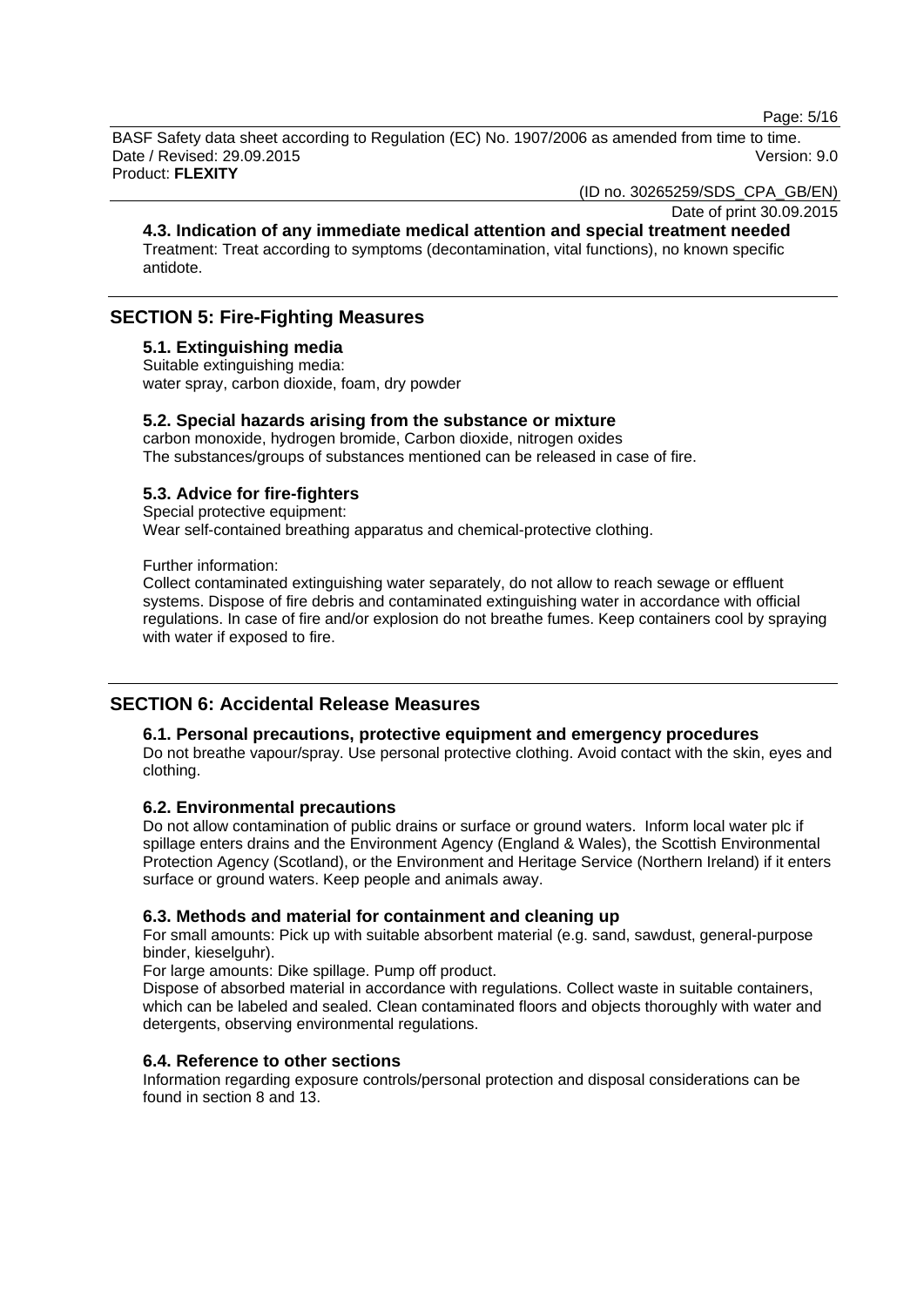### 4.3. Indication of any immediate medical attention and special treatment needed

Treatment: Treat according to symptoms (decontamination, vital functions), no known specific antidote.

## SECTION 5: Fire-Fighting Measures

### 5.1. Extinguishing media

Suitable extinguishing media:
water spray, carbon dioxide, foam, dry powder

### 5.2. Special hazards arising from the substance or mixture

carbon monoxide, hydrogen bromide, Carbon dioxide, nitrogen oxides
The substances/groups of substances mentioned can be released in case of fire.

### 5.3. Advice for fire-fighters

Special protective equipment:
Wear self-contained breathing apparatus and chemical-protective clothing.

Further information:
Collect contaminated extinguishing water separately, do not allow to reach sewage or effluent systems. Dispose of fire debris and contaminated extinguishing water in accordance with official regulations. In case of fire and/or explosion do not breathe fumes. Keep containers cool by spraying with water if exposed to fire.

## SECTION 6: Accidental Release Measures

### 6.1. Personal precautions, protective equipment and emergency procedures

Do not breathe vapour/spray. Use personal protective clothing. Avoid contact with the skin, eyes and clothing.

### 6.2. Environmental precautions

Do not allow contamination of public drains or surface or ground waters. Inform local water plc if spillage enters drains and the Environment Agency (England & Wales), the Scottish Environmental Protection Agency (Scotland), or the Environment and Heritage Service (Northern Ireland) if it enters surface or ground waters. Keep people and animals away.

### 6.3. Methods and material for containment and cleaning up

For small amounts: Pick up with suitable absorbent material (e.g. sand, sawdust, general-purpose binder, kieselguhr).
For large amounts: Dike spillage. Pump off product.
Dispose of absorbed material in accordance with regulations. Collect waste in suitable containers, which can be labeled and sealed. Clean contaminated floors and objects thoroughly with water and detergents, observing environmental regulations.

### 6.4. Reference to other sections

Information regarding exposure controls/personal protection and disposal considerations can be found in section 8 and 13.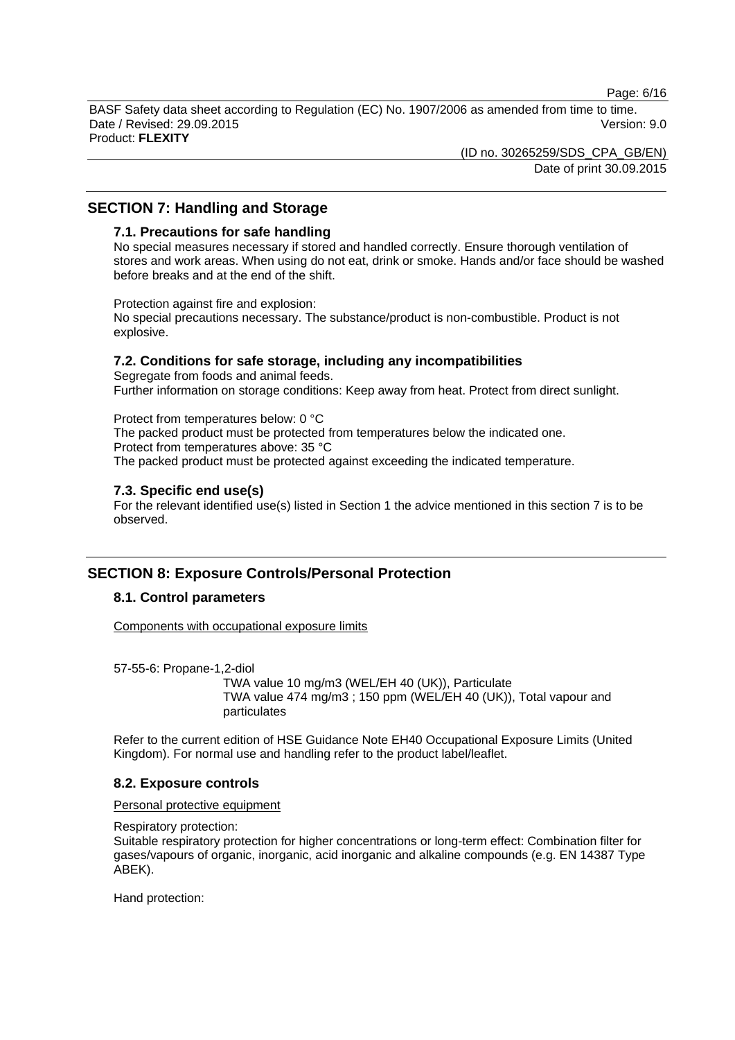## SECTION 7: Handling and Storage

### 7.1. Precautions for safe handling

No special measures necessary if stored and handled correctly. Ensure thorough ventilation of stores and work areas. When using do not eat, drink or smoke. Hands and/or face should be washed before breaks and at the end of the shift.

Protection against fire and explosion:
No special precautions necessary. The substance/product is non-combustible. Product is not explosive.

### 7.2. Conditions for safe storage, including any incompatibilities

Segregate from foods and animal feeds.
Further information on storage conditions: Keep away from heat. Protect from direct sunlight.

Protect from temperatures below: 0 °C
The packed product must be protected from temperatures below the indicated one.
Protect from temperatures above: 35 °C
The packed product must be protected against exceeding the indicated temperature.

### 7.3. Specific end use(s)

For the relevant identified use(s) listed in Section 1 the advice mentioned in this section 7 is to be observed.

## SECTION 8: Exposure Controls/Personal Protection

### 8.1. Control parameters

Components with occupational exposure limits

57-55-6: Propane-1,2-diol

TWA value 10 mg/m3 (WEL/EH 40 (UK)), Particulate
TWA value 474 mg/m3 ; 150 ppm (WEL/EH 40 (UK)), Total vapour and particulates

Refer to the current edition of HSE Guidance Note EH40 Occupational Exposure Limits (United Kingdom). For normal use and handling refer to the product label/leaflet.

### 8.2. Exposure controls

Personal protective equipment

Respiratory protection:
Suitable respiratory protection for higher concentrations or long-term effect: Combination filter for gases/vapours of organic, inorganic, acid inorganic and alkaline compounds (e.g. EN 14387 Type ABEK).

Hand protection: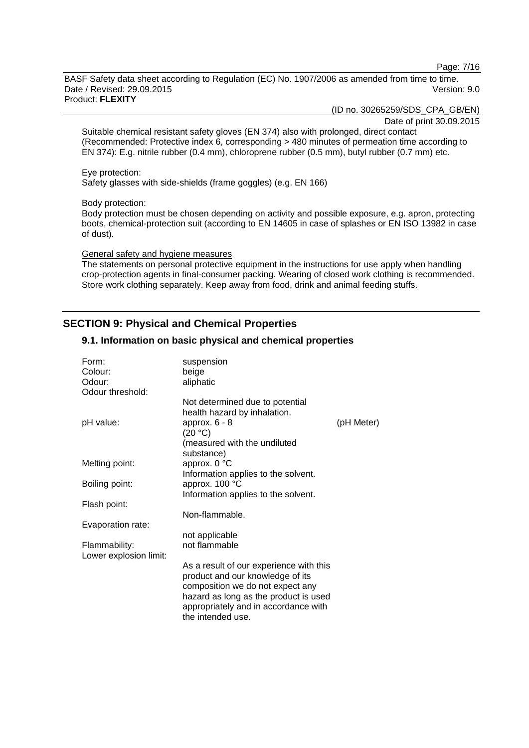Suitable chemical resistant safety gloves (EN 374) also with prolonged, direct contact (Recommended: Protective index 6, corresponding > 480 minutes of permeation time according to EN 374): E.g. nitrile rubber (0.4 mm), chloroprene rubber (0.5 mm), butyl rubber (0.7 mm) etc.

Eye protection:
Safety glasses with side-shields (frame goggles) (e.g. EN 166)

Body protection:
Body protection must be chosen depending on activity and possible exposure, e.g. apron, protecting boots, chemical-protection suit (according to EN 14605 in case of splashes or EN ISO 13982 in case of dust).

General safety and hygiene measures
The statements on personal protective equipment in the instructions for use apply when handling crop-protection agents in final-consumer packing. Wearing of closed work clothing is recommended. Store work clothing separately. Keep away from food, drink and animal feeding stuffs.

## SECTION 9: Physical and Chemical Properties

### 9.1. Information on basic physical and chemical properties

| | | |
|---|---|---|
| Form: | suspension | |
| Colour: | beige | |
| Odour: | aliphatic | |
| Odour threshold: | Not determined due to potential health hazard by inhalation. | |
| pH value: | approx. 6 - 8 (20 °C) (measured with the undiluted substance) | (pH Meter) |
| Melting point: | approx. 0 °C Information applies to the solvent. | |
| Boiling point: | approx. 100 °C Information applies to the solvent. | |
| Flash point: | Non-flammable. | |
| Evaporation rate: | not applicable | |
| Flammability: | not flammable | |
| Lower explosion limit: | As a result of our experience with this product and our knowledge of its composition we do not expect any hazard as long as the product is used appropriately and in accordance with the intended use. | |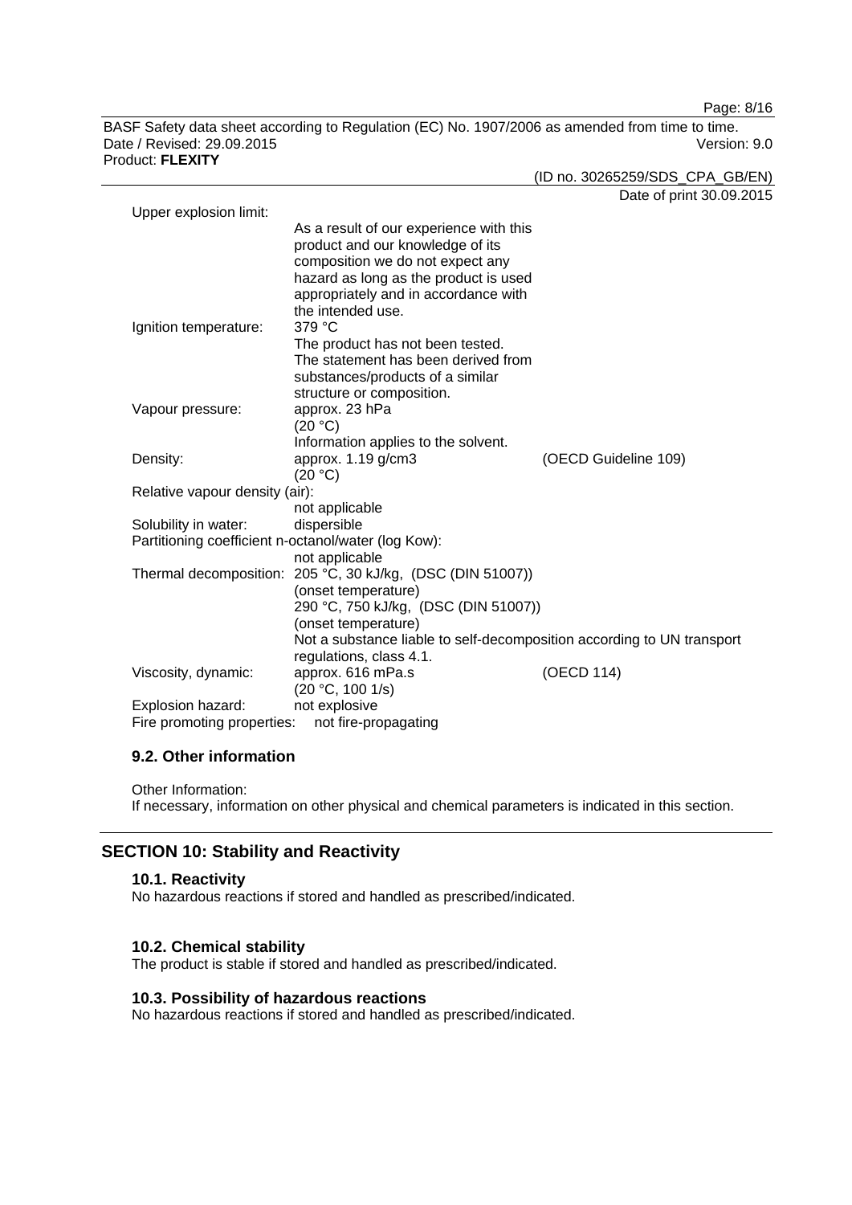Upper explosion limit:

As a result of our experience with this product and our knowledge of its composition we do not expect any hazard as long as the product is used appropriately and in accordance with the intended use.

| | | |
|---|---|---|
| Ignition temperature: | 379 °C<br>The product has not been tested. The statement has been derived from substances/products of a similar structure or composition. | |
| Vapour pressure: | approx. 23 hPa<br>(20 °C)<br>Information applies to the solvent. | |
| Density: | approx. 1.19 g/cm3<br>(20 °C) | (OECD Guideline 109) |

Relative vapour density (air):
not applicable

Solubility in water: dispersible

Partitioning coefficient n-octanol/water (log Kow):
not applicable

Thermal decomposition: 205 °C, 30 kJ/kg, (DSC (DIN 51007))
(onset temperature)
290 °C, 750 kJ/kg, (DSC (DIN 51007))
(onset temperature)
Not a substance liable to self-decomposition according to UN transport regulations, class 4.1.

| | | |
|---|---|---|
| Viscosity, dynamic: | approx. 616 mPa.s<br>(20 °C, 100 1/s) | (OECD 114) |
| Explosion hazard: | not explosive | |
| Fire promoting properties: | not fire-propagating | |

### 9.2. Other information

Other Information:
If necessary, information on other physical and chemical parameters is indicated in this section.

## SECTION 10: Stability and Reactivity

### 10.1. Reactivity

No hazardous reactions if stored and handled as prescribed/indicated.

### 10.2. Chemical stability

The product is stable if stored and handled as prescribed/indicated.

### 10.3. Possibility of hazardous reactions

No hazardous reactions if stored and handled as prescribed/indicated.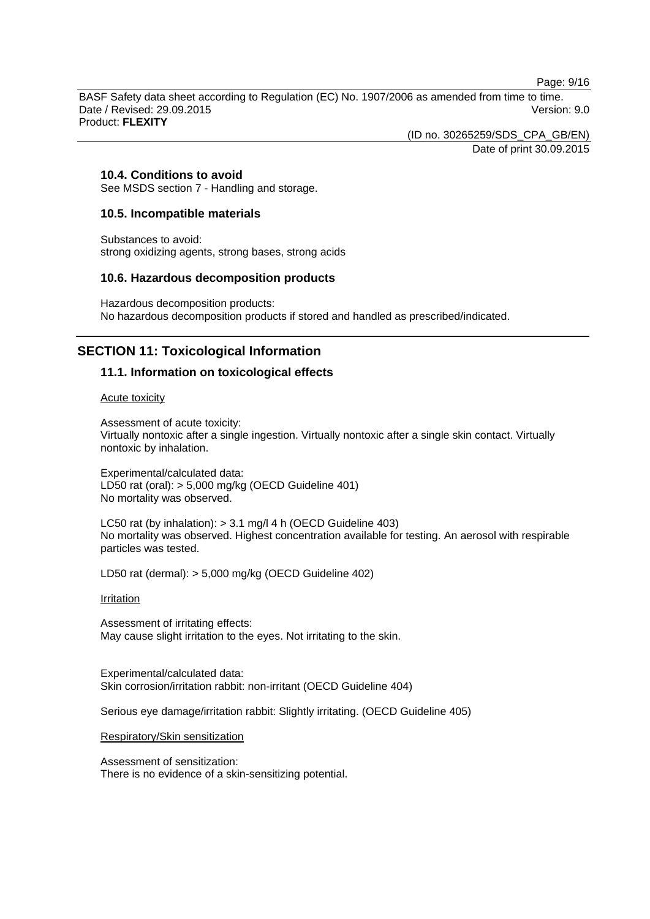### 10.4. Conditions to avoid

See MSDS section 7 - Handling and storage.

### 10.5. Incompatible materials

Substances to avoid:
strong oxidizing agents, strong bases, strong acids

### 10.6. Hazardous decomposition products

Hazardous decomposition products:
No hazardous decomposition products if stored and handled as prescribed/indicated.

## SECTION 11: Toxicological Information

### 11.1. Information on toxicological effects

Acute toxicity

Assessment of acute toxicity:
Virtually nontoxic after a single ingestion. Virtually nontoxic after a single skin contact. Virtually nontoxic by inhalation.

Experimental/calculated data:
LD50 rat (oral): > 5,000 mg/kg (OECD Guideline 401)
No mortality was observed.

LC50 rat (by inhalation): > 3.1 mg/l 4 h (OECD Guideline 403)
No mortality was observed. Highest concentration available for testing. An aerosol with respirable particles was tested.

LD50 rat (dermal): > 5,000 mg/kg (OECD Guideline 402)

Irritation

Assessment of irritating effects:
May cause slight irritation to the eyes. Not irritating to the skin.

Experimental/calculated data:
Skin corrosion/irritation rabbit: non-irritant (OECD Guideline 404)

Serious eye damage/irritation rabbit: Slightly irritating. (OECD Guideline 405)

Respiratory/Skin sensitization

Assessment of sensitization:
There is no evidence of a skin-sensitizing potential.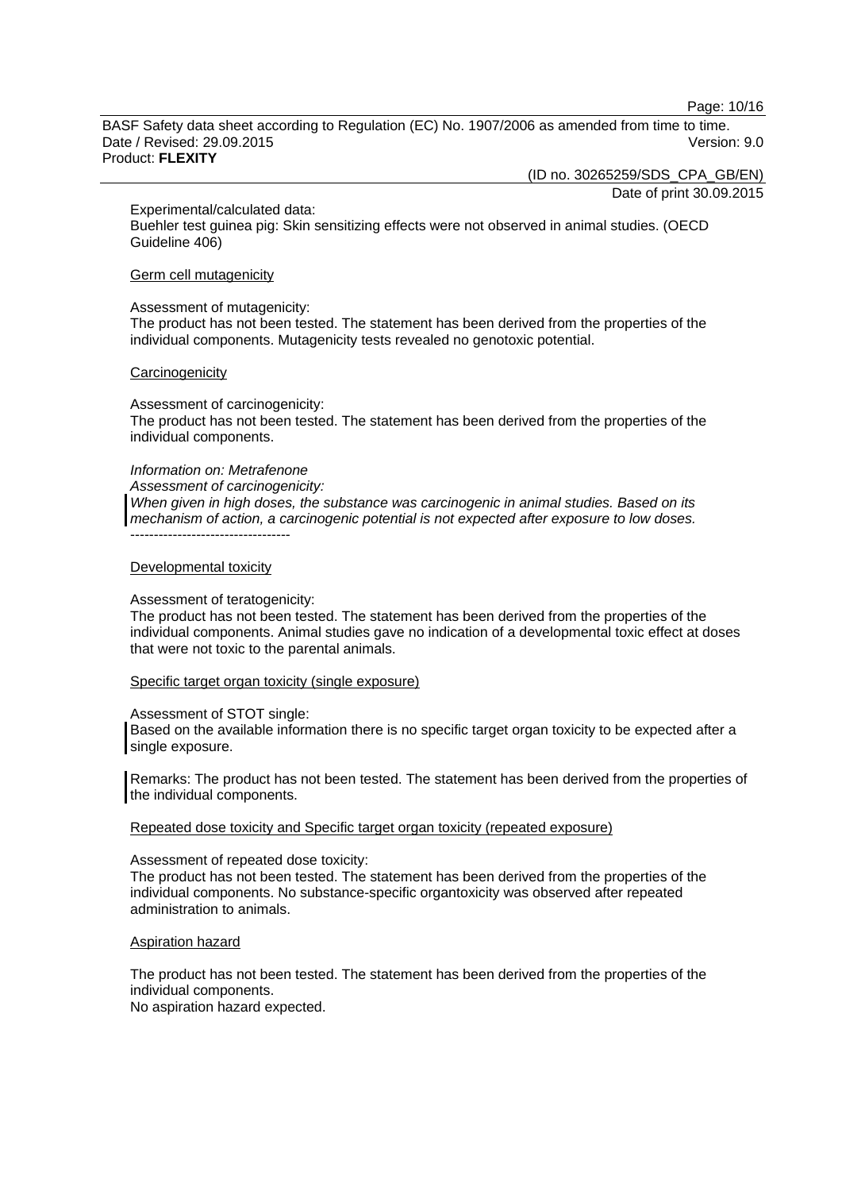Experimental/calculated data:
Buehler test guinea pig: Skin sensitizing effects were not observed in animal studies. (OECD Guideline 406)

Germ cell mutagenicity

Assessment of mutagenicity:
The product has not been tested. The statement has been derived from the properties of the individual components. Mutagenicity tests revealed no genotoxic potential.

Carcinogenicity

Assessment of carcinogenicity:
The product has not been tested. The statement has been derived from the properties of the individual components.

*Information on: Metrafenone*
*Assessment of carcinogenicity:*
*When given in high doses, the substance was carcinogenic in animal studies. Based on its mechanism of action, a carcinogenic potential is not expected after exposure to low doses.*
----------------------------------

Developmental toxicity

Assessment of teratogenicity:
The product has not been tested. The statement has been derived from the properties of the individual components. Animal studies gave no indication of a developmental toxic effect at doses that were not toxic to the parental animals.

Specific target organ toxicity (single exposure)

Assessment of STOT single:
Based on the available information there is no specific target organ toxicity to be expected after a single exposure.

Remarks: The product has not been tested. The statement has been derived from the properties of the individual components.

Repeated dose toxicity and Specific target organ toxicity (repeated exposure)

Assessment of repeated dose toxicity:
The product has not been tested. The statement has been derived from the properties of the individual components. No substance-specific organtoxicity was observed after repeated administration to animals.

Aspiration hazard

The product has not been tested. The statement has been derived from the properties of the individual components.
No aspiration hazard expected.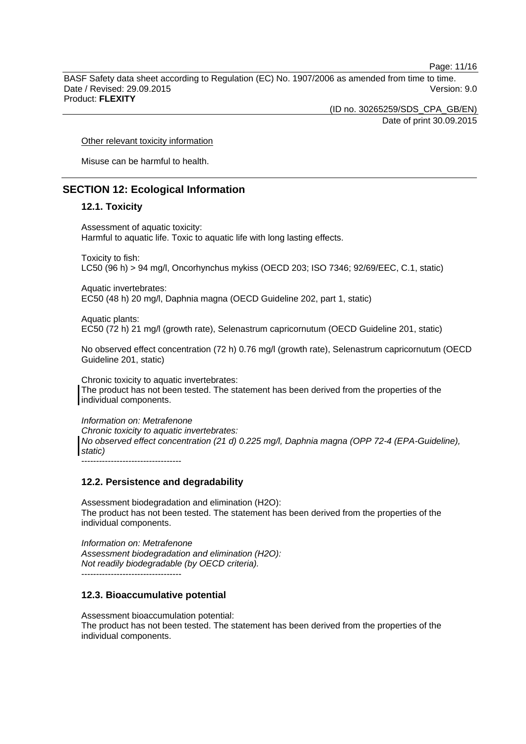Other relevant toxicity information

Misuse can be harmful to health.

## SECTION 12: Ecological Information

### 12.1. Toxicity

Assessment of aquatic toxicity:
Harmful to aquatic life. Toxic to aquatic life with long lasting effects.

Toxicity to fish:
LC50 (96 h) > 94 mg/l, Oncorhynchus mykiss (OECD 203; ISO 7346; 92/69/EEC, C.1, static)

Aquatic invertebrates:
EC50 (48 h) 20 mg/l, Daphnia magna (OECD Guideline 202, part 1, static)

Aquatic plants:
EC50 (72 h) 21 mg/l (growth rate), Selenastrum capricornutum (OECD Guideline 201, static)

No observed effect concentration (72 h) 0.76 mg/l (growth rate), Selenastrum capricornutum (OECD Guideline 201, static)

Chronic toxicity to aquatic invertebrates:
The product has not been tested. The statement has been derived from the properties of the individual components.

*Information on: Metrafenone*
*Chronic toxicity to aquatic invertebrates:*
*No observed effect concentration (21 d) 0.225 mg/l, Daphnia magna (OPP 72-4 (EPA-Guideline), static)*
----------------------------------

### 12.2. Persistence and degradability

Assessment biodegradation and elimination (H2O):
The product has not been tested. The statement has been derived from the properties of the individual components.

*Information on: Metrafenone*
*Assessment biodegradation and elimination (H2O):*
*Not readily biodegradable (by OECD criteria).*
----------------------------------

### 12.3. Bioaccumulative potential

Assessment bioaccumulation potential:
The product has not been tested. The statement has been derived from the properties of the individual components.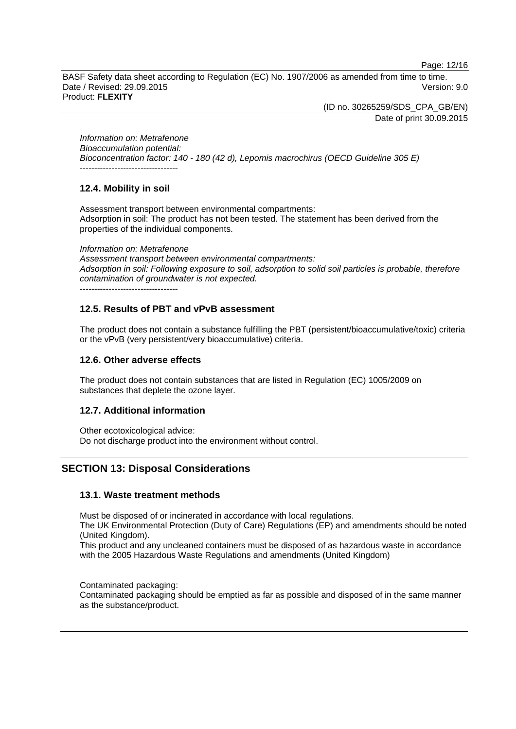*Information on: Metrafenone*
*Bioaccumulation potential:*
*Bioconcentration factor: 140 - 180 (42 d), Lepomis macrochirus (OECD Guideline 305 E)*
----------------------------------

### 12.4. Mobility in soil

Assessment transport between environmental compartments:
Adsorption in soil: The product has not been tested. The statement has been derived from the properties of the individual components.

*Information on: Metrafenone*
*Assessment transport between environmental compartments:*
*Adsorption in soil: Following exposure to soil, adsorption to solid soil particles is probable, therefore contamination of groundwater is not expected.*
----------------------------------

### 12.5. Results of PBT and vPvB assessment

The product does not contain a substance fulfilling the PBT (persistent/bioaccumulative/toxic) criteria or the vPvB (very persistent/very bioaccumulative) criteria.

### 12.6. Other adverse effects

The product does not contain substances that are listed in Regulation (EC) 1005/2009 on substances that deplete the ozone layer.

### 12.7. Additional information

Other ecotoxicological advice:
Do not discharge product into the environment without control.

## SECTION 13: Disposal Considerations

### 13.1. Waste treatment methods

Must be disposed of or incinerated in accordance with local regulations.
The UK Environmental Protection (Duty of Care) Regulations (EP) and amendments should be noted (United Kingdom).
This product and any uncleaned containers must be disposed of as hazardous waste in accordance with the 2005 Hazardous Waste Regulations and amendments (United Kingdom)

Contaminated packaging:
Contaminated packaging should be emptied as far as possible and disposed of in the same manner as the substance/product.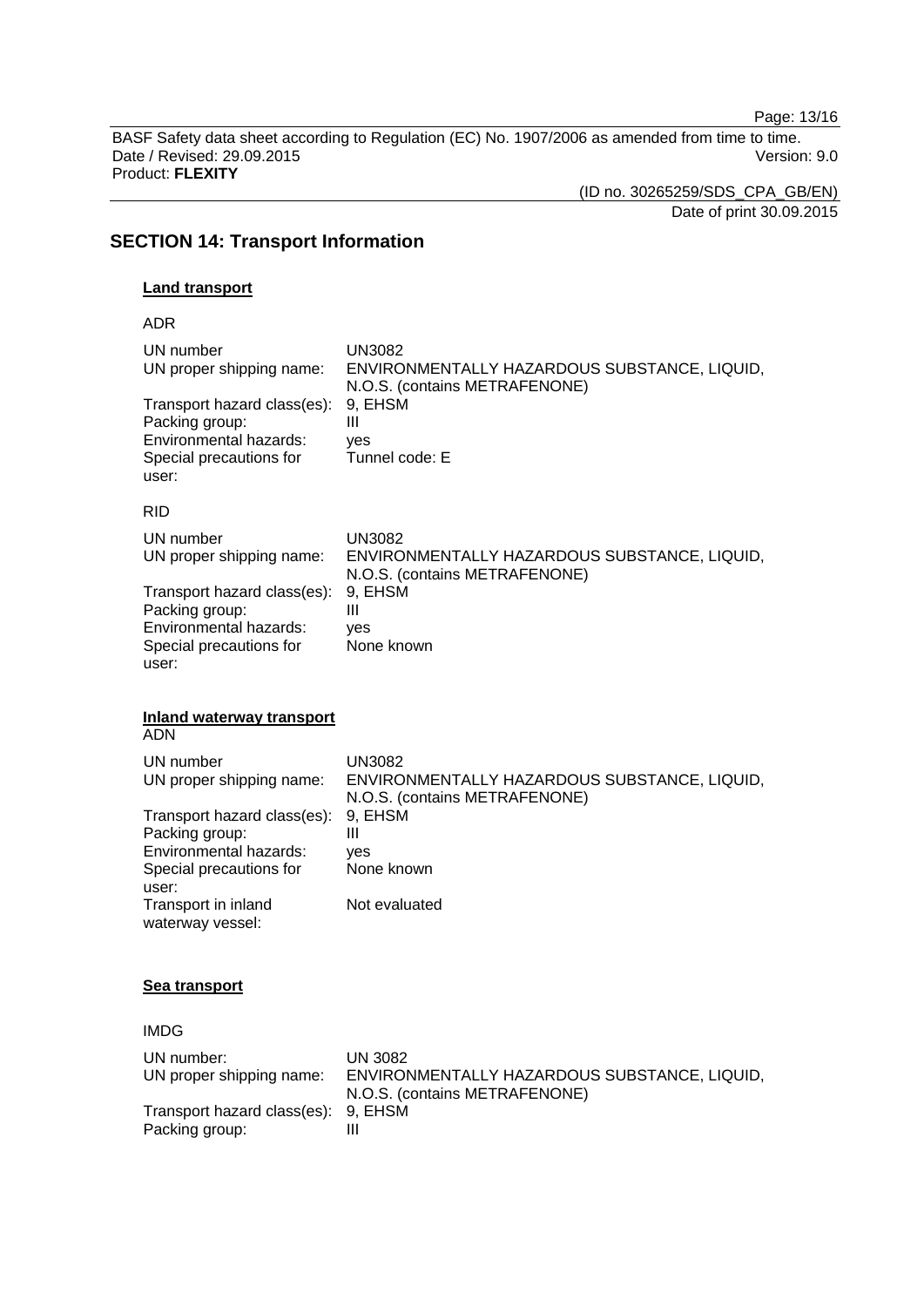## SECTION 14: Transport Information

### Land transport

ADR

| | |
|---|---|
| UN number | UN3082 |
| UN proper shipping name: | ENVIRONMENTALLY HAZARDOUS SUBSTANCE, LIQUID, N.O.S. (contains METRAFENONE) |
| Transport hazard class(es): | 9, EHSM |
| Packing group: | III |
| Environmental hazards: | yes |
| Special precautions for user: | Tunnel code: E |

RID

| | |
|---|---|
| UN number | UN3082 |
| UN proper shipping name: | ENVIRONMENTALLY HAZARDOUS SUBSTANCE, LIQUID, N.O.S. (contains METRAFENONE) |
| Transport hazard class(es): | 9, EHSM |
| Packing group: | III |
| Environmental hazards: | yes |
| Special precautions for user: | None known |

### Inland waterway transport

ADN

| | |
|---|---|
| UN number | UN3082 |
| UN proper shipping name: | ENVIRONMENTALLY HAZARDOUS SUBSTANCE, LIQUID, N.O.S. (contains METRAFENONE) |
| Transport hazard class(es): | 9, EHSM |
| Packing group: | III |
| Environmental hazards: | yes |
| Special precautions for user: | None known |
| Transport in inland waterway vessel: | Not evaluated |

### Sea transport

IMDG

| | |
|---|---|
| UN number: | UN 3082 |
| UN proper shipping name: | ENVIRONMENTALLY HAZARDOUS SUBSTANCE, LIQUID, N.O.S. (contains METRAFENONE) |
| Transport hazard class(es): | 9, EHSM |
| Packing group: | III |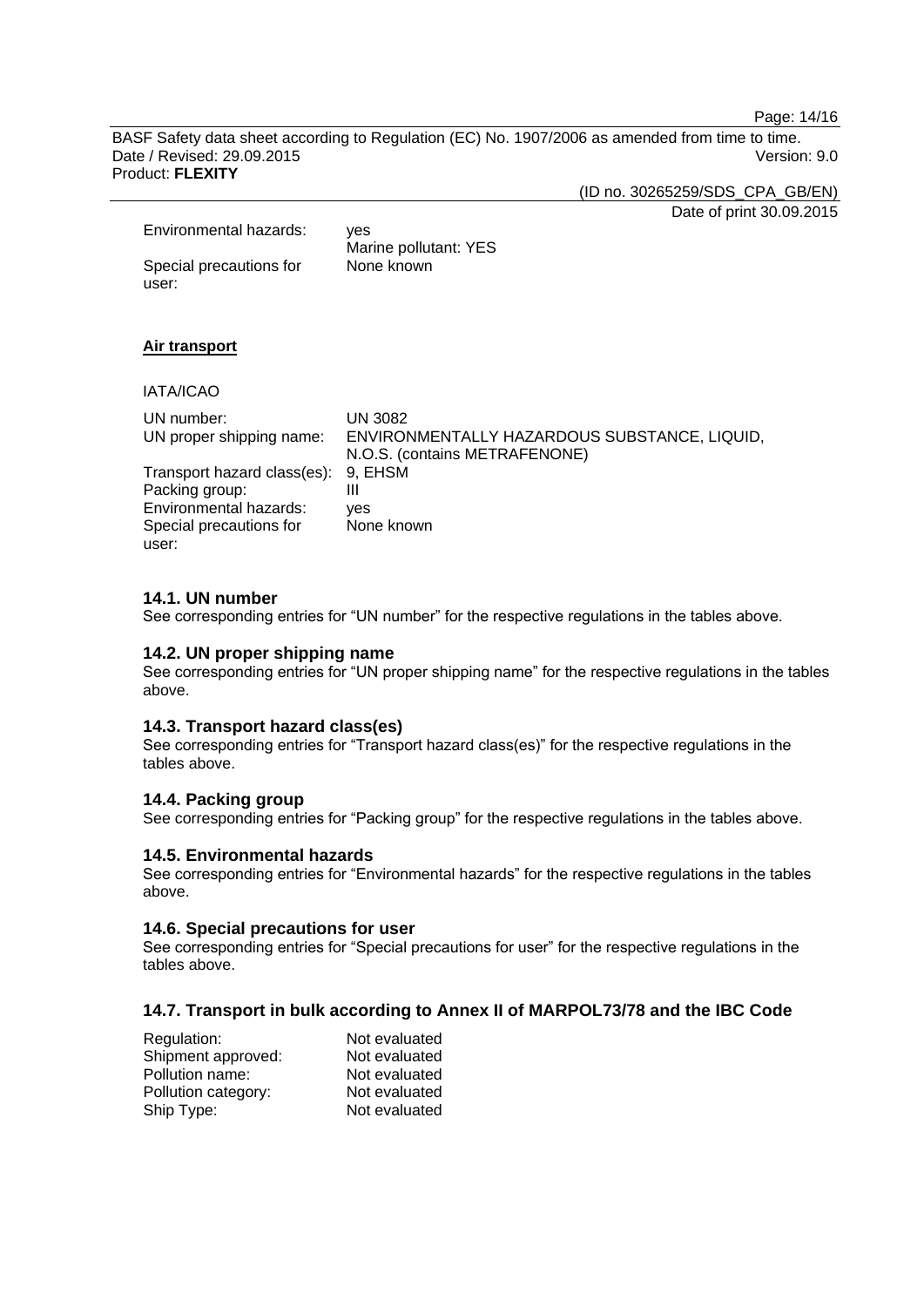| | |
|---|---|
| Environmental hazards: | yes<br>Marine pollutant: YES |
| Special precautions for user: | None known |

**Air transport**

IATA/ICAO

| | |
|---|---|
| UN number: | UN 3082 |
| UN proper shipping name: | ENVIRONMENTALLY HAZARDOUS SUBSTANCE, LIQUID, N.O.S. (contains METRAFENONE) |
| Transport hazard class(es): | 9, EHSM |
| Packing group: | III |
| Environmental hazards: | yes |
| Special precautions for user: | None known |

### 14.1. UN number

See corresponding entries for “UN number” for the respective regulations in the tables above.

### 14.2. UN proper shipping name

See corresponding entries for “UN proper shipping name” for the respective regulations in the tables above.

### 14.3. Transport hazard class(es)

See corresponding entries for “Transport hazard class(es)” for the respective regulations in the tables above.

### 14.4. Packing group

See corresponding entries for “Packing group” for the respective regulations in the tables above.

### 14.5. Environmental hazards

See corresponding entries for “Environmental hazards” for the respective regulations in the tables above.

### 14.6. Special precautions for user

See corresponding entries for “Special precautions for user” for the respective regulations in the tables above.

### 14.7. Transport in bulk according to Annex II of MARPOL73/78 and the IBC Code

| | |
|---|---|
| Regulation: | Not evaluated |
| Shipment approved: | Not evaluated |
| Pollution name: | Not evaluated |
| Pollution category: | Not evaluated |
| Ship Type: | Not evaluated |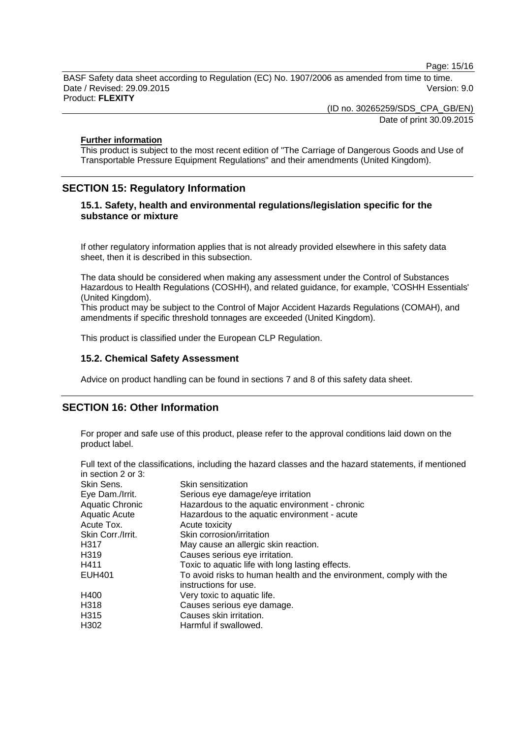**Further information**

This product is subject to the most recent edition of "The Carriage of Dangerous Goods and Use of Transportable Pressure Equipment Regulations" and their amendments (United Kingdom).

## SECTION 15: Regulatory Information

### 15.1. Safety, health and environmental regulations/legislation specific for the substance or mixture

If other regulatory information applies that is not already provided elsewhere in this safety data sheet, then it is described in this subsection.

The data should be considered when making any assessment under the Control of Substances Hazardous to Health Regulations (COSHH), and related guidance, for example, 'COSHH Essentials' (United Kingdom).
This product may be subject to the Control of Major Accident Hazards Regulations (COMAH), and amendments if specific threshold tonnages are exceeded (United Kingdom).

This product is classified under the European CLP Regulation.

### 15.2. Chemical Safety Assessment

Advice on product handling can be found in sections 7 and 8 of this safety data sheet.

## SECTION 16: Other Information

For proper and safe use of this product, please refer to the approval conditions laid down on the product label.

Full text of the classifications, including the hazard classes and the hazard statements, if mentioned in section 2 or 3:

| | |
|---|---|
| Skin Sens. | Skin sensitization |
| Eye Dam./Irrit. | Serious eye damage/eye irritation |
| Aquatic Chronic | Hazardous to the aquatic environment - chronic |
| Aquatic Acute | Hazardous to the aquatic environment - acute |
| Acute Tox. | Acute toxicity |
| Skin Corr./Irrit. | Skin corrosion/irritation |
| H317 | May cause an allergic skin reaction. |
| H319 | Causes serious eye irritation. |
| H411 | Toxic to aquatic life with long lasting effects. |
| EUH401 | To avoid risks to human health and the environment, comply with the instructions for use. |
| H400 | Very toxic to aquatic life. |
| H318 | Causes serious eye damage. |
| H315 | Causes skin irritation. |
| H302 | Harmful if swallowed. |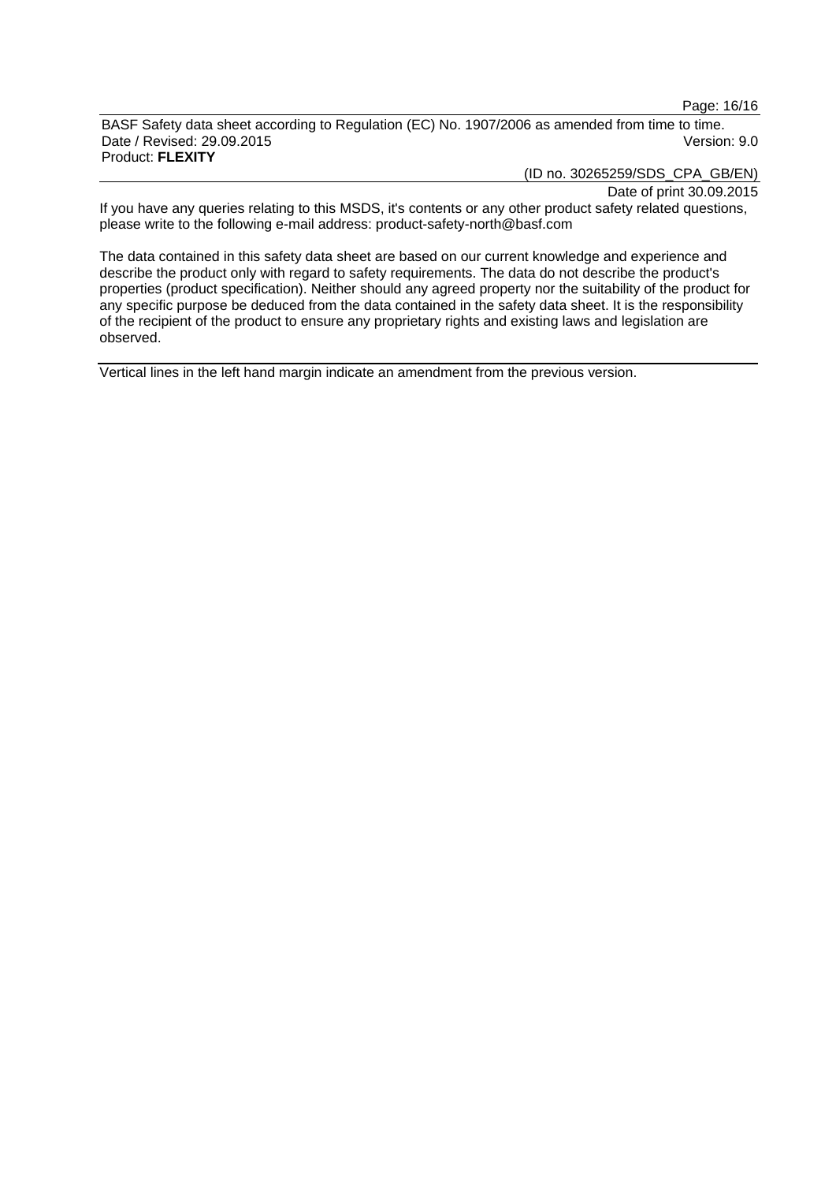If you have any queries relating to this MSDS, it's contents or any other product safety related questions, please write to the following e-mail address: product-safety-north@basf.com

The data contained in this safety data sheet are based on our current knowledge and experience and describe the product only with regard to safety requirements. The data do not describe the product's properties (product specification). Neither should any agreed property nor the suitability of the product for any specific purpose be deduced from the data contained in the safety data sheet. It is the responsibility of the recipient of the product to ensure any proprietary rights and existing laws and legislation are observed.

---

Vertical lines in the left hand margin indicate an amendment from the previous version.